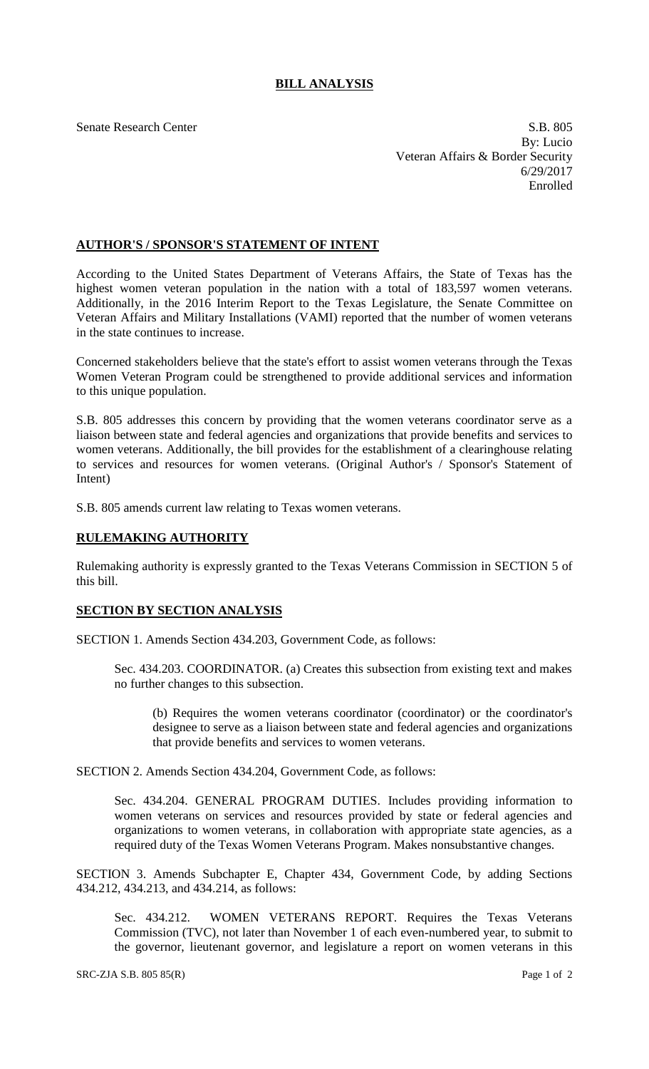# BILL ANALYSIS

Senate Research Center S.B. 805
By: Lucio
Veteran Affairs & Border Security
6/29/2017
Enrolled

## AUTHOR'S / SPONSOR'S STATEMENT OF INTENT

According to the United States Department of Veterans Affairs, the State of Texas has the highest women veteran population in the nation with a total of 183,597 women veterans. Additionally, in the 2016 Interim Report to the Texas Legislature, the Senate Committee on Veteran Affairs and Military Installations (VAMI) reported that the number of women veterans in the state continues to increase.

Concerned stakeholders believe that the state's effort to assist women veterans through the Texas Women Veteran Program could be strengthened to provide additional services and information to this unique population.

S.B. 805 addresses this concern by providing that the women veterans coordinator serve as a liaison between state and federal agencies and organizations that provide benefits and services to women veterans. Additionally, the bill provides for the establishment of a clearinghouse relating to services and resources for women veterans. (Original Author's / Sponsor's Statement of Intent)

S.B. 805 amends current law relating to Texas women veterans.

## RULEMAKING AUTHORITY

Rulemaking authority is expressly granted to the Texas Veterans Commission in SECTION 5 of this bill.

## SECTION BY SECTION ANALYSIS

SECTION 1. Amends Section 434.203, Government Code, as follows:

Sec. 434.203. COORDINATOR. (a) Creates this subsection from existing text and makes no further changes to this subsection.

(b) Requires the women veterans coordinator (coordinator) or the coordinator's designee to serve as a liaison between state and federal agencies and organizations that provide benefits and services to women veterans.

SECTION 2. Amends Section 434.204, Government Code, as follows:

Sec. 434.204. GENERAL PROGRAM DUTIES. Includes providing information to women veterans on services and resources provided by state or federal agencies and organizations to women veterans, in collaboration with appropriate state agencies, as a required duty of the Texas Women Veterans Program. Makes nonsubstantive changes.

SECTION 3. Amends Subchapter E, Chapter 434, Government Code, by adding Sections 434.212, 434.213, and 434.214, as follows:

Sec. 434.212. WOMEN VETERANS REPORT. Requires the Texas Veterans Commission (TVC), not later than November 1 of each even-numbered year, to submit to the governor, lieutenant governor, and legislature a report on women veterans in this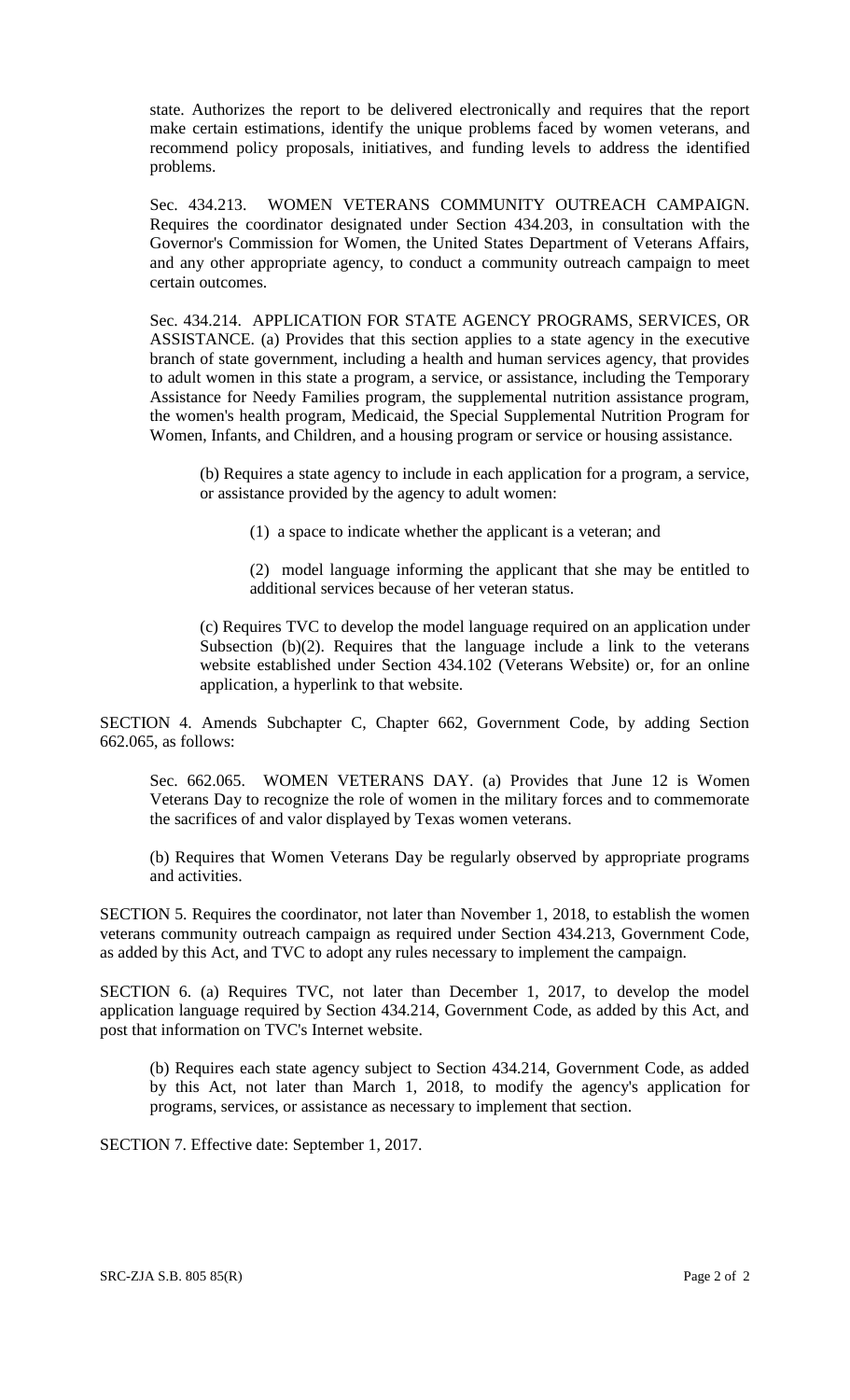state. Authorizes the report to be delivered electronically and requires that the report make certain estimations, identify the unique problems faced by women veterans, and recommend policy proposals, initiatives, and funding levels to address the identified problems.

Sec. 434.213. WOMEN VETERANS COMMUNITY OUTREACH CAMPAIGN. Requires the coordinator designated under Section 434.203, in consultation with the Governor's Commission for Women, the United States Department of Veterans Affairs, and any other appropriate agency, to conduct a community outreach campaign to meet certain outcomes.

Sec. 434.214. APPLICATION FOR STATE AGENCY PROGRAMS, SERVICES, OR ASSISTANCE. (a) Provides that this section applies to a state agency in the executive branch of state government, including a health and human services agency, that provides to adult women in this state a program, a service, or assistance, including the Temporary Assistance for Needy Families program, the supplemental nutrition assistance program, the women's health program, Medicaid, the Special Supplemental Nutrition Program for Women, Infants, and Children, and a housing program or service or housing assistance.

(b) Requires a state agency to include in each application for a program, a service, or assistance provided by the agency to adult women:

(1) a space to indicate whether the applicant is a veteran; and

(2) model language informing the applicant that she may be entitled to additional services because of her veteran status.

(c) Requires TVC to develop the model language required on an application under Subsection (b)(2). Requires that the language include a link to the veterans website established under Section 434.102 (Veterans Website) or, for an online application, a hyperlink to that website.

SECTION 4. Amends Subchapter C, Chapter 662, Government Code, by adding Section 662.065, as follows:

Sec. 662.065. WOMEN VETERANS DAY. (a) Provides that June 12 is Women Veterans Day to recognize the role of women in the military forces and to commemorate the sacrifices of and valor displayed by Texas women veterans.

(b) Requires that Women Veterans Day be regularly observed by appropriate programs and activities.

SECTION 5. Requires the coordinator, not later than November 1, 2018, to establish the women veterans community outreach campaign as required under Section 434.213, Government Code, as added by this Act, and TVC to adopt any rules necessary to implement the campaign.

SECTION 6. (a) Requires TVC, not later than December 1, 2017, to develop the model application language required by Section 434.214, Government Code, as added by this Act, and post that information on TVC's Internet website.

(b) Requires each state agency subject to Section 434.214, Government Code, as added by this Act, not later than March 1, 2018, to modify the agency's application for programs, services, or assistance as necessary to implement that section.

SECTION 7. Effective date: September 1, 2017.